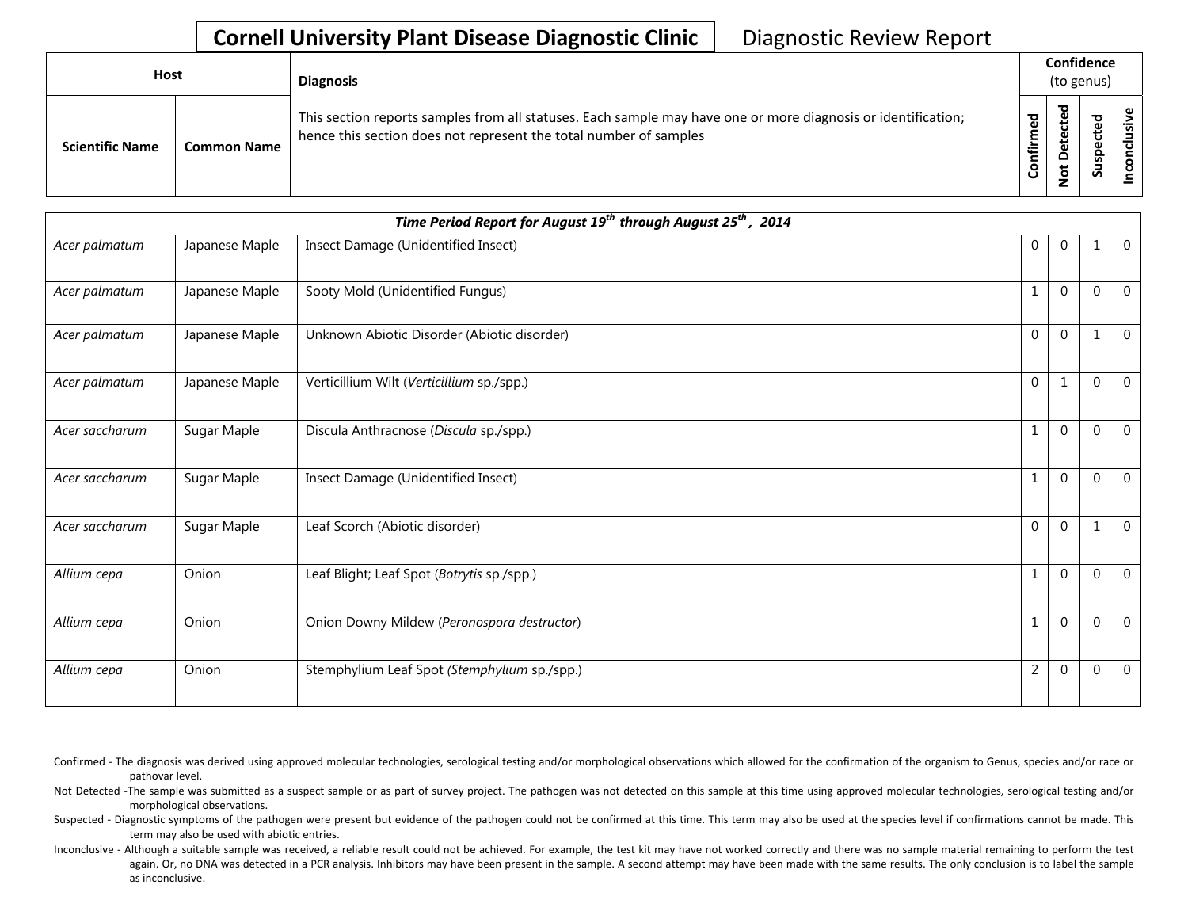# Cornell University Plant Disease Diagnostic Clinic

Diagnostic Review Report

| Host | | Diagnosis | Confidence (to genus) | | | |
|---|---|---|---|---|---|---|
| Scientific Name | Common Name | This section reports samples from all statuses. Each sample may have one or more diagnosis or identification; hence this section does not represent the total number of samples | Confirmed | Not Detected | Suspected | Inconclusive |
| ***Time Period Report for August 19th through August 25th , 2014*** | | | | | | |
| *Acer palmatum* | Japanese Maple | Insect Damage (Unidentified Insect) | 0 | 0 | 1 | 0 |
| *Acer palmatum* | Japanese Maple | Sooty Mold (Unidentified Fungus) | 1 | 0 | 0 | 0 |
| *Acer palmatum* | Japanese Maple | Unknown Abiotic Disorder (Abiotic disorder) | 0 | 0 | 1 | 0 |
| *Acer palmatum* | Japanese Maple | Verticillium Wilt (*Verticillium* sp./spp.) | 0 | 1 | 0 | 0 |
| *Acer saccharum* | Sugar Maple | Discula Anthracnose (*Discula* sp./spp.) | 1 | 0 | 0 | 0 |
| *Acer saccharum* | Sugar Maple | Insect Damage (Unidentified Insect) | 1 | 0 | 0 | 0 |
| *Acer saccharum* | Sugar Maple | Leaf Scorch (Abiotic disorder) | 0 | 0 | 1 | 0 |
| *Allium cepa* | Onion | Leaf Blight; Leaf Spot (*Botrytis* sp./spp.) | 1 | 0 | 0 | 0 |
| *Allium cepa* | Onion | Onion Downy Mildew (*Peronospora destructor*) | 1 | 0 | 0 | 0 |
| *Allium cepa* | Onion | Stemphylium Leaf Spot (*Stemphylium* sp./spp.) | 2 | 0 | 0 | 0 |

Confirmed - The diagnosis was derived using approved molecular technologies, serological testing and/or morphological observations which allowed for the confirmation of the organism to Genus, species and/or race or pathovar level.

Not Detected -The sample was submitted as a suspect sample or as part of survey project. The pathogen was not detected on this sample at this time using approved molecular technologies, serological testing and/or morphological observations.

Suspected - Diagnostic symptoms of the pathogen were present but evidence of the pathogen could not be confirmed at this time. This term may also be used at the species level if confirmations cannot be made. This term may also be used with abiotic entries.

Inconclusive - Although a suitable sample was received, a reliable result could not be achieved. For example, the test kit may have not worked correctly and there was no sample material remaining to perform the test again. Or, no DNA was detected in a PCR analysis. Inhibitors may have been present in the sample. A second attempt may have been made with the same results. The only conclusion is to label the sample as inconclusive.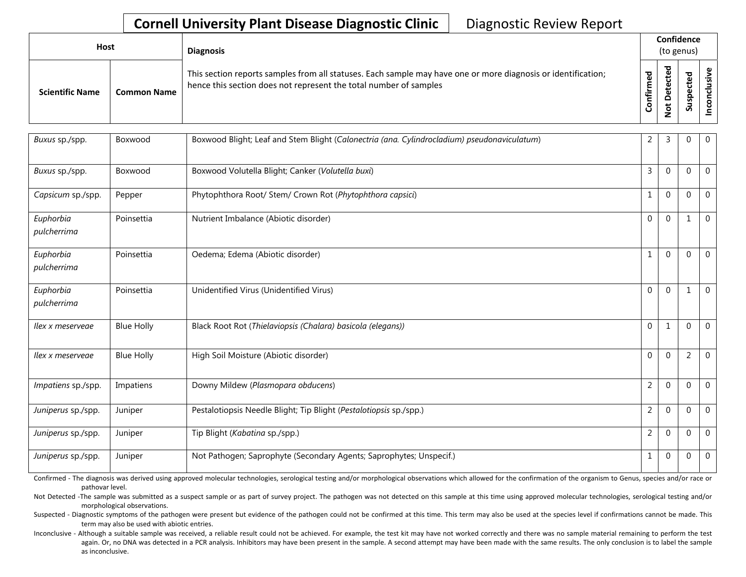# Cornell University Plant Disease Diagnostic Clinic

Diagnostic Review Report

| Host | | Diagnosis | Confidence (to genus) | | | |
|---|---|---|---|---|---|---|
| Scientific Name | Common Name | This section reports samples from all statuses. Each sample may have one or more diagnosis or identification; hence this section does not represent the total number of samples | Confirmed | Not Detected | Suspected | Inconclusive |
| *Buxus* sp./spp. | Boxwood | Boxwood Blight; Leaf and Stem Blight (*Calonectria (ana. Cylindrocladium) pseudonaviculatum*) | 2 | 3 | 0 | 0 |
| *Buxus* sp./spp. | Boxwood | Boxwood Volutella Blight; Canker (*Volutella buxi*) | 3 | 0 | 0 | 0 |
| *Capsicum* sp./spp. | Pepper | Phytophthora Root/ Stem/ Crown Rot (*Phytophthora capsici*) | 1 | 0 | 0 | 0 |
| *Euphorbia pulcherrima* | Poinsettia | Nutrient Imbalance (Abiotic disorder) | 0 | 0 | 1 | 0 |
| *Euphorbia pulcherrima* | Poinsettia | Oedema; Edema (Abiotic disorder) | 1 | 0 | 0 | 0 |
| *Euphorbia pulcherrima* | Poinsettia | Unidentified Virus (Unidentified Virus) | 0 | 0 | 1 | 0 |
| *Ilex x meserveae* | Blue Holly | Black Root Rot (*Thielaviopsis (Chalara) basicola (elegans))* | 0 | 1 | 0 | 0 |
| *Ilex x meserveae* | Blue Holly | High Soil Moisture (Abiotic disorder) | 0 | 0 | 2 | 0 |
| *Impatiens* sp./spp. | Impatiens | Downy Mildew (*Plasmopara obducens*) | 2 | 0 | 0 | 0 |
| *Juniperus* sp./spp. | Juniper | Pestalotiopsis Needle Blight; Tip Blight (*Pestalotiopsis* sp./spp.) | 2 | 0 | 0 | 0 |
| *Juniperus* sp./spp. | Juniper | Tip Blight (*Kabatina* sp./spp.) | 2 | 0 | 0 | 0 |
| *Juniperus* sp./spp. | Juniper | Not Pathogen; Saprophyte (Secondary Agents; Saprophytes; Unspecif.) | 1 | 0 | 0 | 0 |

Confirmed - The diagnosis was derived using approved molecular technologies, serological testing and/or morphological observations which allowed for the confirmation of the organism to Genus, species and/or race or pathovar level.

Not Detected -The sample was submitted as a suspect sample or as part of survey project. The pathogen was not detected on this sample at this time using approved molecular technologies, serological testing and/or morphological observations.

Suspected - Diagnostic symptoms of the pathogen were present but evidence of the pathogen could not be confirmed at this time. This term may also be used at the species level if confirmations cannot be made. This term may also be used with abiotic entries.

Inconclusive - Although a suitable sample was received, a reliable result could not be achieved. For example, the test kit may have not worked correctly and there was no sample material remaining to perform the test again. Or, no DNA was detected in a PCR analysis. Inhibitors may have been present in the sample. A second attempt may have been made with the same results. The only conclusion is to label the sample as inconclusive.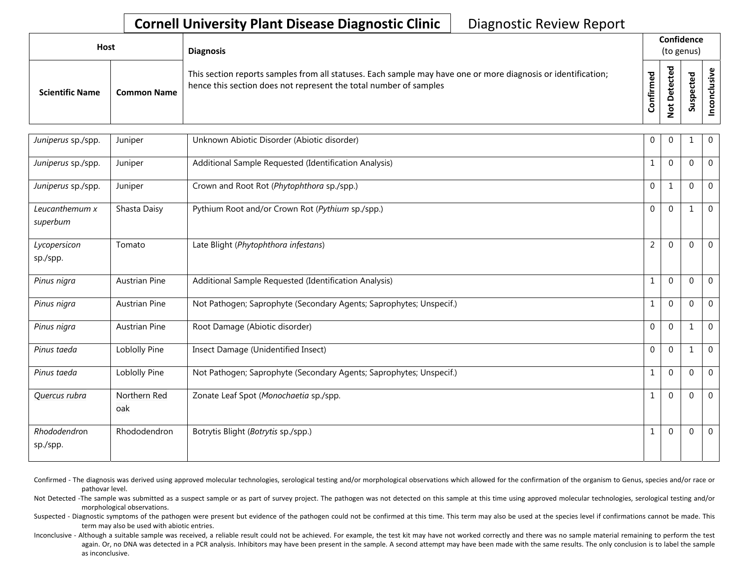**Cornell University Plant Disease Diagnostic Clinic** Diagnostic Review Report

| Host | | Diagnosis | Confidence (to genus) | | | |
|---|---|---|---|---|---|---|
| Scientific Name | Common Name | This section reports samples from all statuses. Each sample may have one or more diagnosis or identification; hence this section does not represent the total number of samples | Confirmed | Not Detected | Suspected | Inconclusive |
| *Juniperus* sp./spp. | Juniper | Unknown Abiotic Disorder (Abiotic disorder) | 0 | 0 | 1 | 0 |
| *Juniperus* sp./spp. | Juniper | Additional Sample Requested (Identification Analysis) | 1 | 0 | 0 | 0 |
| *Juniperus* sp./spp. | Juniper | Crown and Root Rot (*Phytophthora* sp./spp.) | 0 | 1 | 0 | 0 |
| *Leucanthemum x superbum* | Shasta Daisy | Pythium Root and/or Crown Rot (*Pythium* sp./spp.) | 0 | 0 | 1 | 0 |
| *Lycopersicon* sp./spp. | Tomato | Late Blight (*Phytophthora infestans*) | 2 | 0 | 0 | 0 |
| *Pinus nigra* | Austrian Pine | Additional Sample Requested (Identification Analysis) | 1 | 0 | 0 | 0 |
| *Pinus nigra* | Austrian Pine | Not Pathogen; Saprophyte (Secondary Agents; Saprophytes; Unspecif.) | 1 | 0 | 0 | 0 |
| *Pinus nigra* | Austrian Pine | Root Damage (Abiotic disorder) | 0 | 0 | 1 | 0 |
| *Pinus taeda* | Loblolly Pine | Insect Damage (Unidentified Insect) | 0 | 0 | 1 | 0 |
| *Pinus taeda* | Loblolly Pine | Not Pathogen; Saprophyte (Secondary Agents; Saprophytes; Unspecif.) | 1 | 0 | 0 | 0 |
| *Quercus rubra* | Northern Red oak | Zonate Leaf Spot (*Monochaetia* sp./spp. | 1 | 0 | 0 | 0 |
| *Rhododendron* sp./spp. | Rhododendron | Botrytis Blight (*Botrytis* sp./spp.) | 1 | 0 | 0 | 0 |

Confirmed - The diagnosis was derived using approved molecular technologies, serological testing and/or morphological observations which allowed for the confirmation of the organism to Genus, species and/or race or pathovar level.

Not Detected -The sample was submitted as a suspect sample or as part of survey project. The pathogen was not detected on this sample at this time using approved molecular technologies, serological testing and/or morphological observations.

Suspected - Diagnostic symptoms of the pathogen were present but evidence of the pathogen could not be confirmed at this time. This term may also be used at the species level if confirmations cannot be made. This term may also be used with abiotic entries.

Inconclusive - Although a suitable sample was received, a reliable result could not be achieved. For example, the test kit may have not worked correctly and there was no sample material remaining to perform the test again. Or, no DNA was detected in a PCR analysis. Inhibitors may have been present in the sample. A second attempt may have been made with the same results. The only conclusion is to label the sample as inconclusive.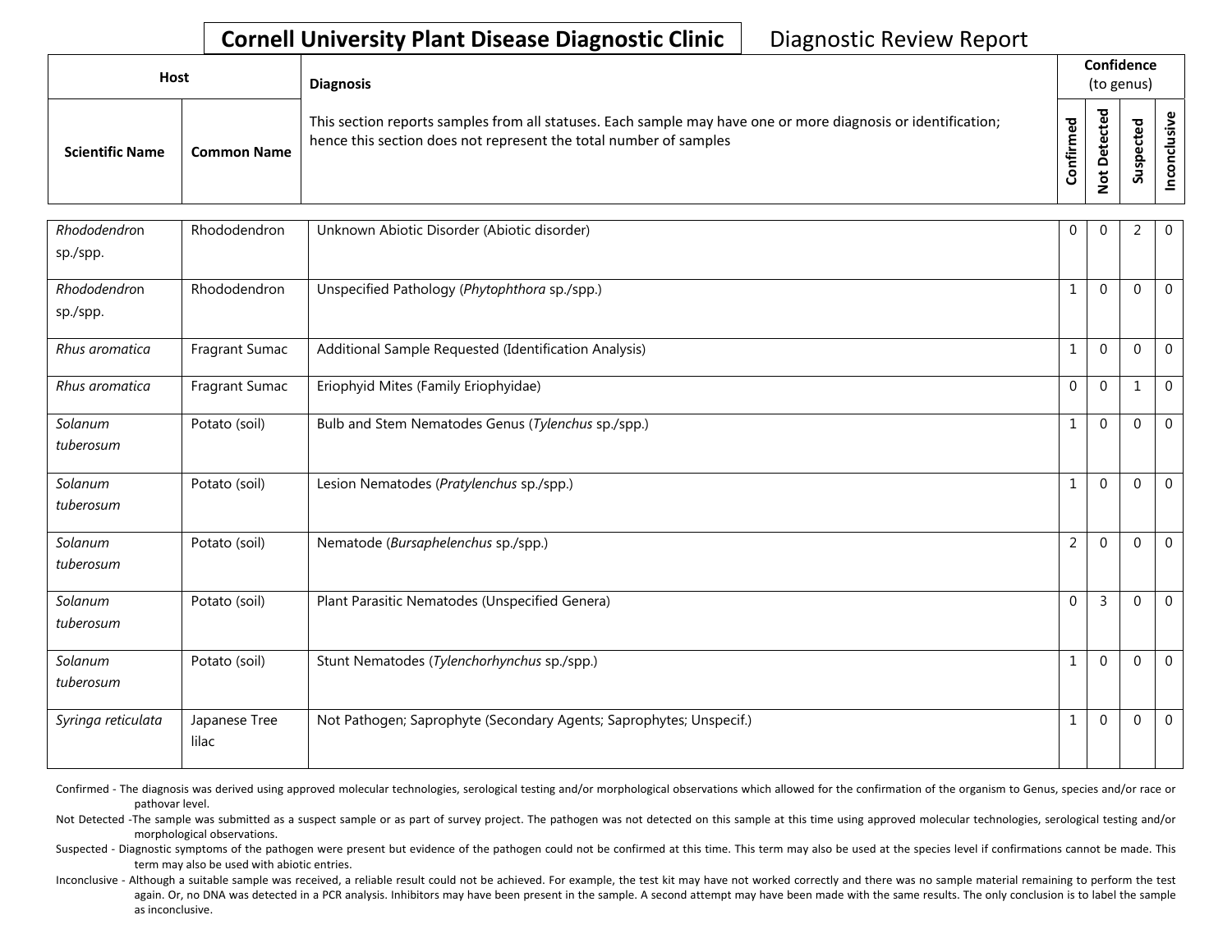# Cornell University Plant Disease Diagnostic Clinic

Diagnostic Review Report

| Host | | Diagnosis | Confidence (to genus) | | | |
|---|---|---|---|---|---|---|
| **Scientific Name** | **Common Name** | This section reports samples from all statuses. Each sample may have one or more diagnosis or identification; hence this section does not represent the total number of samples | **Confirmed** | **Not Detected** | **Suspected** | **Inconclusive** |
| *Rhododendron* sp./spp. | Rhododendron | Unknown Abiotic Disorder (Abiotic disorder) | 0 | 0 | 2 | 0 |
| *Rhododendron* sp./spp. | Rhododendron | Unspecified Pathology (*Phytophthora* sp./spp.) | 1 | 0 | 0 | 0 |
| *Rhus aromatica* | Fragrant Sumac | Additional Sample Requested (Identification Analysis) | 1 | 0 | 0 | 0 |
| *Rhus aromatica* | Fragrant Sumac | Eriophyid Mites (Family Eriophyidae) | 0 | 0 | 1 | 0 |
| *Solanum tuberosum* | Potato (soil) | Bulb and Stem Nematodes Genus (*Tylenchus* sp./spp.) | 1 | 0 | 0 | 0 |
| *Solanum tuberosum* | Potato (soil) | Lesion Nematodes (*Pratylenchus* sp./spp.) | 1 | 0 | 0 | 0 |
| *Solanum tuberosum* | Potato (soil) | Nematode (*Bursaphelenchus* sp./spp.) | 2 | 0 | 0 | 0 |
| *Solanum tuberosum* | Potato (soil) | Plant Parasitic Nematodes (Unspecified Genera) | 0 | 3 | 0 | 0 |
| *Solanum tuberosum* | Potato (soil) | Stunt Nematodes (*Tylenchorhynchus* sp./spp.) | 1 | 0 | 0 | 0 |
| *Syringa reticulata* | Japanese Tree lilac | Not Pathogen; Saprophyte (Secondary Agents; Saprophytes; Unspecif.) | 1 | 0 | 0 | 0 |

Confirmed - The diagnosis was derived using approved molecular technologies, serological testing and/or morphological observations which allowed for the confirmation of the organism to Genus, species and/or race or pathovar level.

Not Detected -The sample was submitted as a suspect sample or as part of survey project. The pathogen was not detected on this sample at this time using approved molecular technologies, serological testing and/or morphological observations.

Suspected - Diagnostic symptoms of the pathogen were present but evidence of the pathogen could not be confirmed at this time. This term may also be used at the species level if confirmations cannot be made. This term may also be used with abiotic entries.

Inconclusive - Although a suitable sample was received, a reliable result could not be achieved. For example, the test kit may have not worked correctly and there was no sample material remaining to perform the test again. Or, no DNA was detected in a PCR analysis. Inhibitors may have been present in the sample. A second attempt may have been made with the same results. The only conclusion is to label the sample as inconclusive.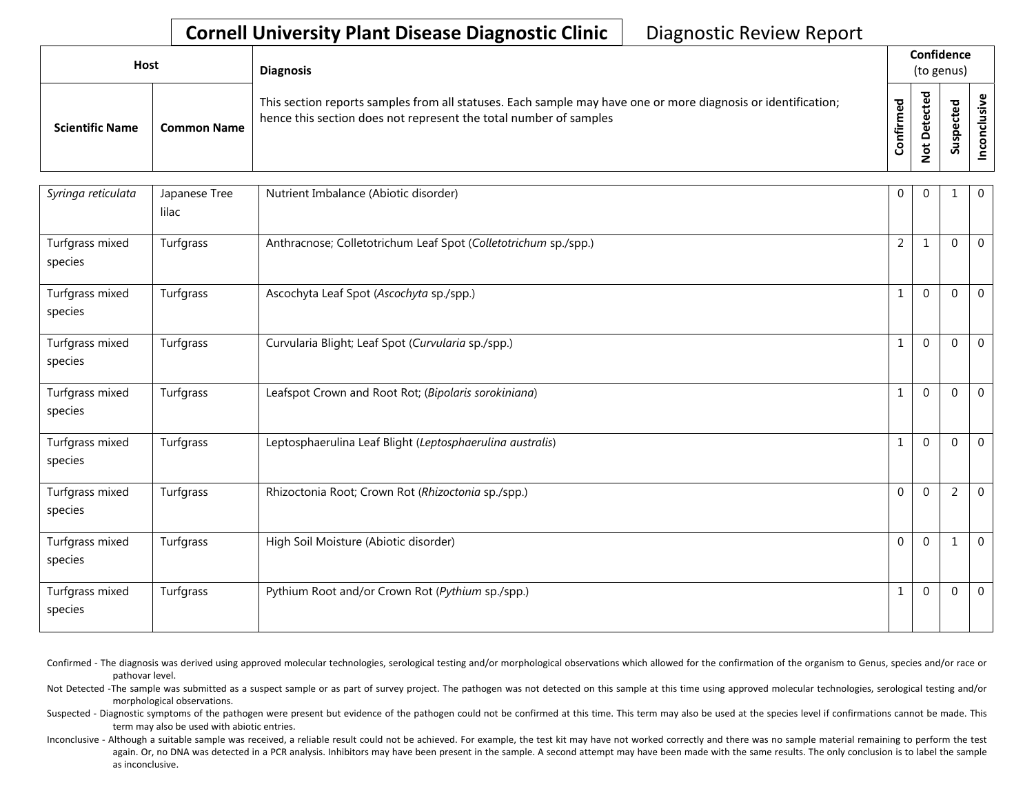# Cornell University Plant Disease Diagnostic Clinic — Diagnostic Review Report

| Host | | Diagnosis | Confidence (to genus) | | | |
|---|---|---|---|---|---|---|
| Scientific Name | Common Name | This section reports samples from all statuses. Each sample may have one or more diagnosis or identification; hence this section does not represent the total number of samples | Confirmed | Not Detected | Suspected | Inconclusive |
| *Syringa reticulata* | Japanese Tree lilac | Nutrient Imbalance (Abiotic disorder) | 0 | 0 | 1 | 0 |
| Turfgrass mixed species | Turfgrass | Anthracnose; Colletotrichum Leaf Spot (*Colletotrichum* sp./spp.) | 2 | 1 | 0 | 0 |
| Turfgrass mixed species | Turfgrass | Ascochyta Leaf Spot (*Ascochyta* sp./spp.) | 1 | 0 | 0 | 0 |
| Turfgrass mixed species | Turfgrass | Curvularia Blight; Leaf Spot (*Curvularia* sp./spp.) | 1 | 0 | 0 | 0 |
| Turfgrass mixed species | Turfgrass | Leafspot Crown and Root Rot; (*Bipolaris sorokiniana*) | 1 | 0 | 0 | 0 |
| Turfgrass mixed species | Turfgrass | Leptosphaerulina Leaf Blight (*Leptosphaerulina australis*) | 1 | 0 | 0 | 0 |
| Turfgrass mixed species | Turfgrass | Rhizoctonia Root; Crown Rot (*Rhizoctonia* sp./spp.) | 0 | 0 | 2 | 0 |
| Turfgrass mixed species | Turfgrass | High Soil Moisture (Abiotic disorder) | 0 | 0 | 1 | 0 |
| Turfgrass mixed species | Turfgrass | Pythium Root and/or Crown Rot (*Pythium* sp./spp.) | 1 | 0 | 0 | 0 |

Confirmed - The diagnosis was derived using approved molecular technologies, serological testing and/or morphological observations which allowed for the confirmation of the organism to Genus, species and/or race or pathovar level.

Not Detected -The sample was submitted as a suspect sample or as part of survey project. The pathogen was not detected on this sample at this time using approved molecular technologies, serological testing and/or morphological observations.

Suspected - Diagnostic symptoms of the pathogen were present but evidence of the pathogen could not be confirmed at this time. This term may also be used at the species level if confirmations cannot be made. This term may also be used with abiotic entries.

Inconclusive - Although a suitable sample was received, a reliable result could not be achieved. For example, the test kit may have not worked correctly and there was no sample material remaining to perform the test again. Or, no DNA was detected in a PCR analysis. Inhibitors may have been present in the sample. A second attempt may have been made with the same results. The only conclusion is to label the sample as inconclusive.